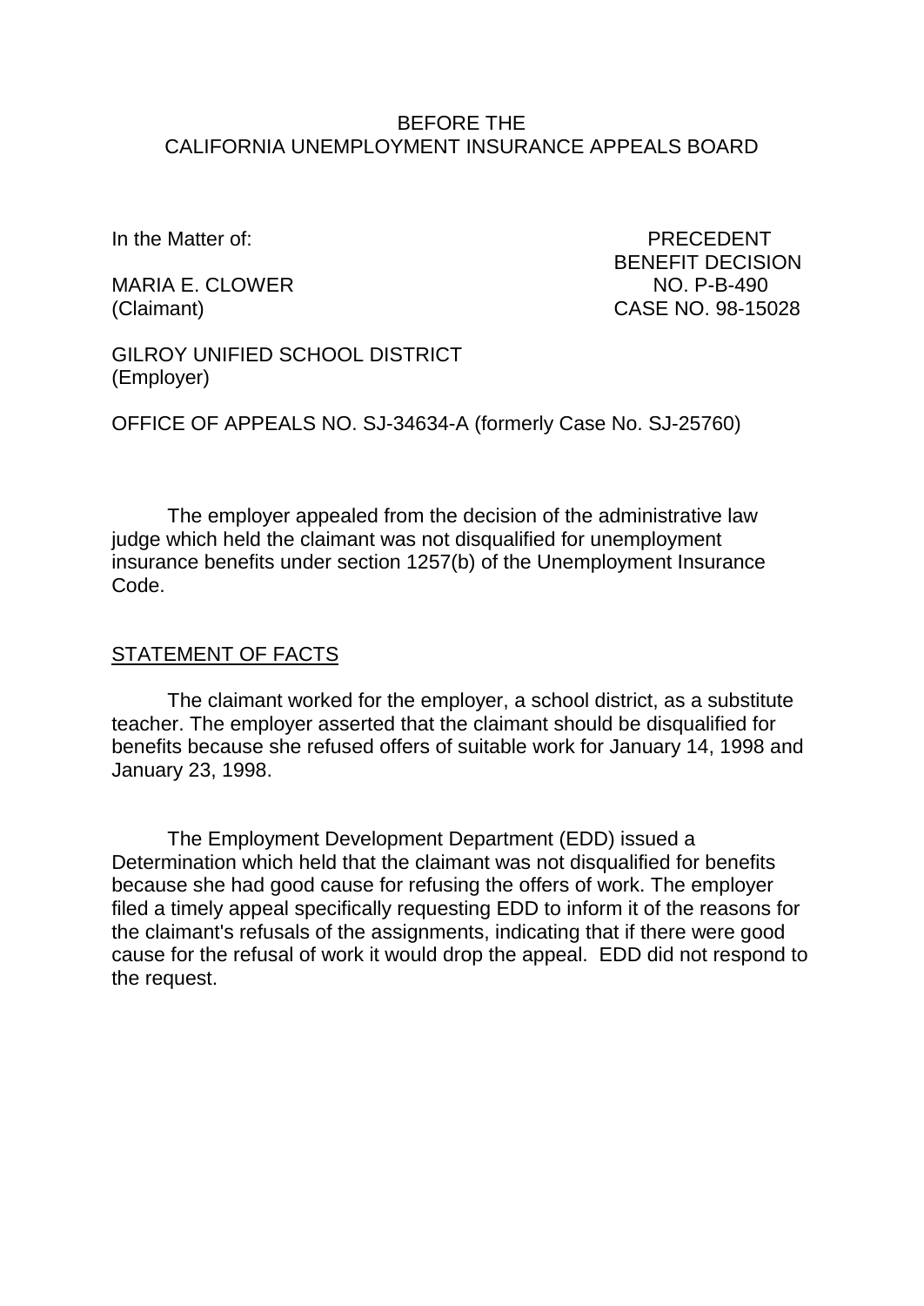BEFORE THE
CALIFORNIA UNEMPLOYMENT INSURANCE APPEALS BOARD

In the Matter of:

MARIA E. CLOWER
(Claimant)

PRECEDENT
BENEFIT DECISION
NO. P-B-490
CASE NO. 98-15028

GILROY UNIFIED SCHOOL DISTRICT
(Employer)

OFFICE OF APPEALS NO. SJ-34634-A (formerly Case No. SJ-25760)

The employer appealed from the decision of the administrative law judge which held the claimant was not disqualified for unemployment insurance benefits under section 1257(b) of the Unemployment Insurance Code.

STATEMENT OF FACTS

The claimant worked for the employer, a school district, as a substitute teacher. The employer asserted that the claimant should be disqualified for benefits because she refused offers of suitable work for January 14, 1998 and January 23, 1998.

The Employment Development Department (EDD) issued a Determination which held that the claimant was not disqualified for benefits because she had good cause for refusing the offers of work. The employer filed a timely appeal specifically requesting EDD to inform it of the reasons for the claimant's refusals of the assignments, indicating that if there were good cause for the refusal of work it would drop the appeal. EDD did not respond to the request.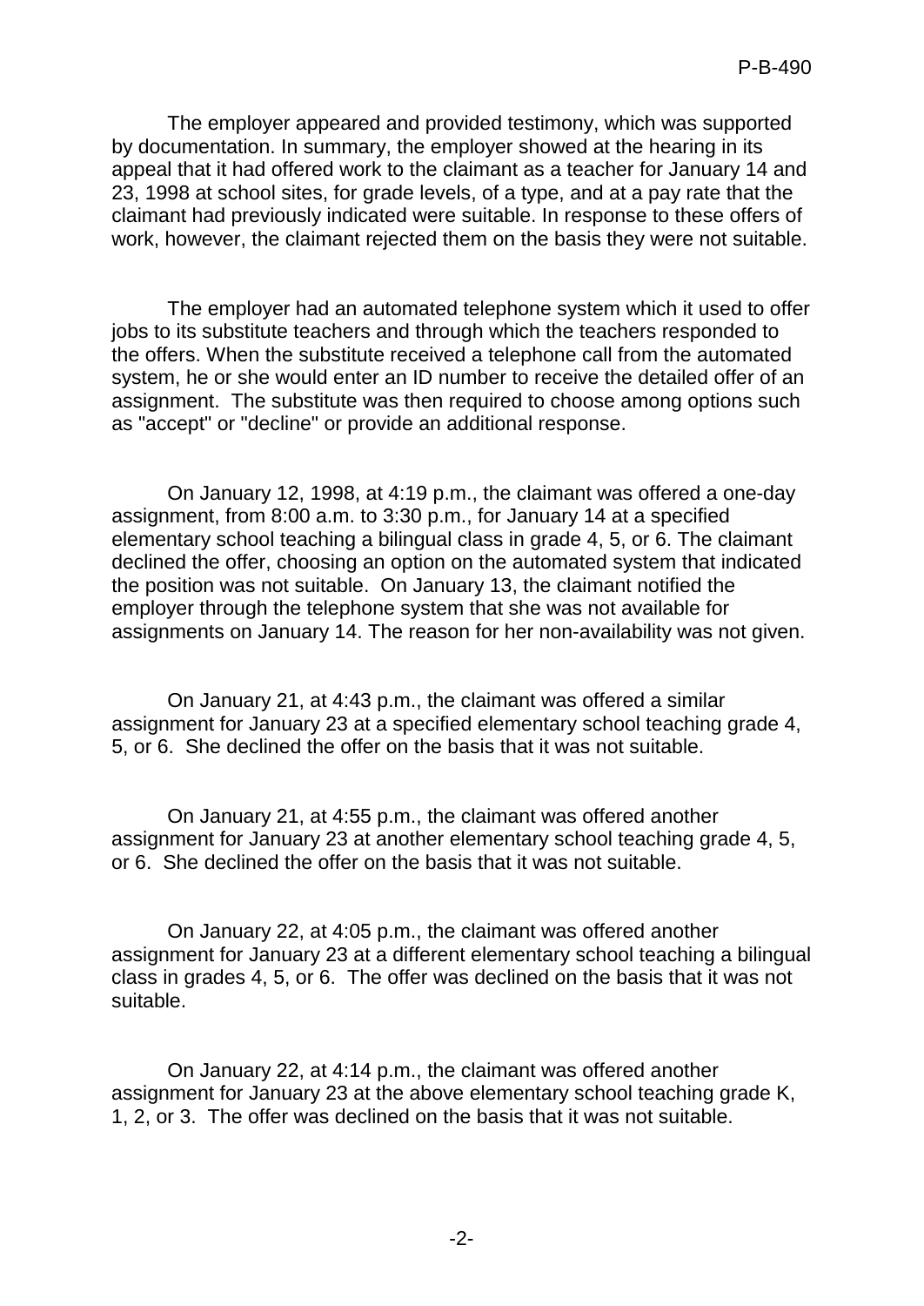The employer appeared and provided testimony, which was supported by documentation. In summary, the employer showed at the hearing in its appeal that it had offered work to the claimant as a teacher for January 14 and 23, 1998 at school sites, for grade levels, of a type, and at a pay rate that the claimant had previously indicated were suitable. In response to these offers of work, however, the claimant rejected them on the basis they were not suitable.

The employer had an automated telephone system which it used to offer jobs to its substitute teachers and through which the teachers responded to the offers. When the substitute received a telephone call from the automated system, he or she would enter an ID number to receive the detailed offer of an assignment. The substitute was then required to choose among options such as "accept" or "decline" or provide an additional response.

On January 12, 1998, at 4:19 p.m., the claimant was offered a one-day assignment, from 8:00 a.m. to 3:30 p.m., for January 14 at a specified elementary school teaching a bilingual class in grade 4, 5, or 6. The claimant declined the offer, choosing an option on the automated system that indicated the position was not suitable. On January 13, the claimant notified the employer through the telephone system that she was not available for assignments on January 14. The reason for her non-availability was not given.

On January 21, at 4:43 p.m., the claimant was offered a similar assignment for January 23 at a specified elementary school teaching grade 4, 5, or 6. She declined the offer on the basis that it was not suitable.

On January 21, at 4:55 p.m., the claimant was offered another assignment for January 23 at another elementary school teaching grade 4, 5, or 6. She declined the offer on the basis that it was not suitable.

On January 22, at 4:05 p.m., the claimant was offered another assignment for January 23 at a different elementary school teaching a bilingual class in grades 4, 5, or 6. The offer was declined on the basis that it was not suitable.

On January 22, at 4:14 p.m., the claimant was offered another assignment for January 23 at the above elementary school teaching grade K, 1, 2, or 3. The offer was declined on the basis that it was not suitable.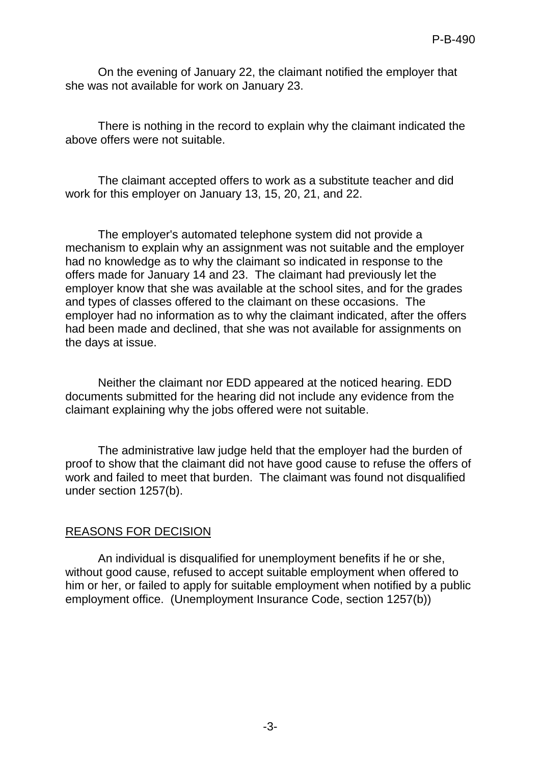On the evening of January 22, the claimant notified the employer that she was not available for work on January 23.

There is nothing in the record to explain why the claimant indicated the above offers were not suitable.

The claimant accepted offers to work as a substitute teacher and did work for this employer on January 13, 15, 20, 21, and 22.

The employer's automated telephone system did not provide a mechanism to explain why an assignment was not suitable and the employer had no knowledge as to why the claimant so indicated in response to the offers made for January 14 and 23. The claimant had previously let the employer know that she was available at the school sites, and for the grades and types of classes offered to the claimant on these occasions. The employer had no information as to why the claimant indicated, after the offers had been made and declined, that she was not available for assignments on the days at issue.

Neither the claimant nor EDD appeared at the noticed hearing. EDD documents submitted for the hearing did not include any evidence from the claimant explaining why the jobs offered were not suitable.

The administrative law judge held that the employer had the burden of proof to show that the claimant did not have good cause to refuse the offers of work and failed to meet that burden. The claimant was found not disqualified under section 1257(b).

## REASONS FOR DECISION

An individual is disqualified for unemployment benefits if he or she, without good cause, refused to accept suitable employment when offered to him or her, or failed to apply for suitable employment when notified by a public employment office. (Unemployment Insurance Code, section 1257(b))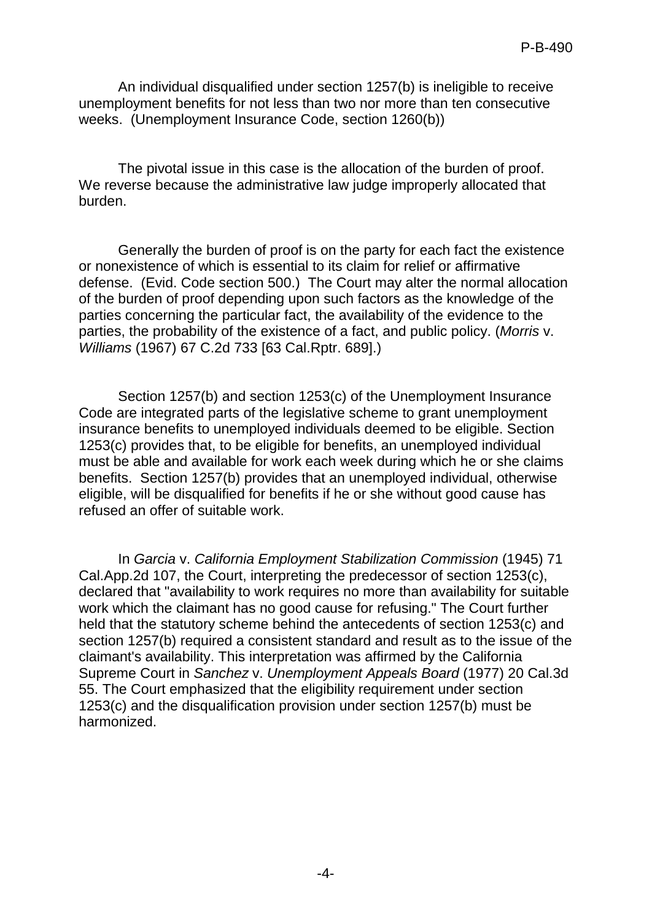An individual disqualified under section 1257(b) is ineligible to receive unemployment benefits for not less than two nor more than ten consecutive weeks. (Unemployment Insurance Code, section 1260(b))

The pivotal issue in this case is the allocation of the burden of proof. We reverse because the administrative law judge improperly allocated that burden.

Generally the burden of proof is on the party for each fact the existence or nonexistence of which is essential to its claim for relief or affirmative defense. (Evid. Code section 500.) The Court may alter the normal allocation of the burden of proof depending upon such factors as the knowledge of the parties concerning the particular fact, the availability of the evidence to the parties, the probability of the existence of a fact, and public policy. (*Morris* v. *Williams* (1967) 67 C.2d 733 [63 Cal.Rptr. 689].)

Section 1257(b) and section 1253(c) of the Unemployment Insurance Code are integrated parts of the legislative scheme to grant unemployment insurance benefits to unemployed individuals deemed to be eligible. Section 1253(c) provides that, to be eligible for benefits, an unemployed individual must be able and available for work each week during which he or she claims benefits. Section 1257(b) provides that an unemployed individual, otherwise eligible, will be disqualified for benefits if he or she without good cause has refused an offer of suitable work.

In *Garcia* v. *California Employment Stabilization Commission* (1945) 71 Cal.App.2d 107, the Court, interpreting the predecessor of section 1253(c), declared that "availability to work requires no more than availability for suitable work which the claimant has no good cause for refusing." The Court further held that the statutory scheme behind the antecedents of section 1253(c) and section 1257(b) required a consistent standard and result as to the issue of the claimant's availability. This interpretation was affirmed by the California Supreme Court in *Sanchez* v. *Unemployment Appeals Board* (1977) 20 Cal.3d 55. The Court emphasized that the eligibility requirement under section 1253(c) and the disqualification provision under section 1257(b) must be harmonized.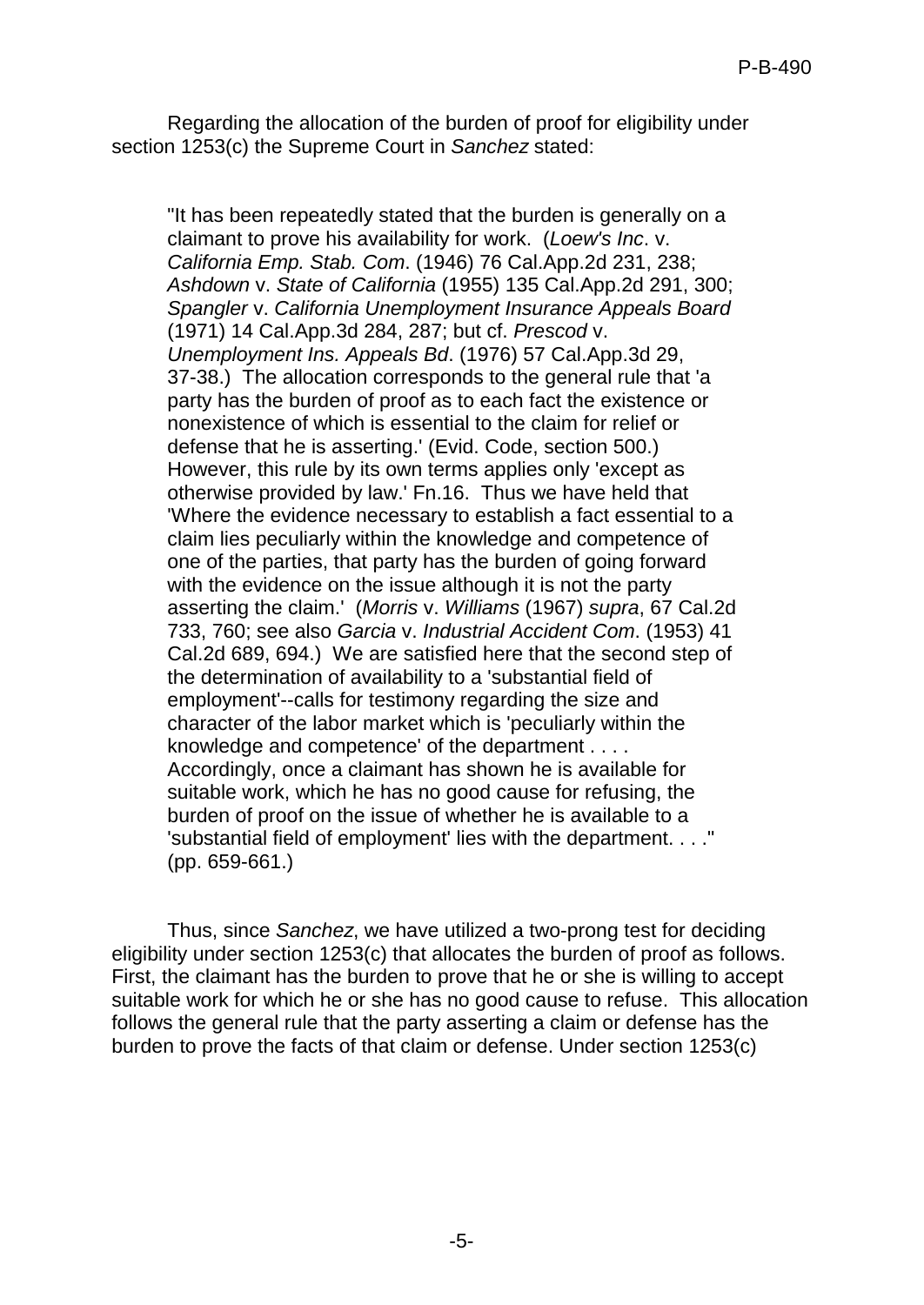Regarding the allocation of the burden of proof for eligibility under section 1253(c) the Supreme Court in *Sanchez* stated:

> "It has been repeatedly stated that the burden is generally on a claimant to prove his availability for work. (*Loew's Inc*. v. *California Emp. Stab. Com*. (1946) 76 Cal.App.2d 231, 238; *Ashdown* v. *State of California* (1955) 135 Cal.App.2d 291, 300; *Spangler* v. *California Unemployment Insurance Appeals Board* (1971) 14 Cal.App.3d 284, 287; but cf. *Prescod* v. *Unemployment Ins. Appeals Bd*. (1976) 57 Cal.App.3d 29, 37-38.) The allocation corresponds to the general rule that 'a party has the burden of proof as to each fact the existence or nonexistence of which is essential to the claim for relief or defense that he is asserting.' (Evid. Code, section 500.) However, this rule by its own terms applies only 'except as otherwise provided by law.' Fn.16. Thus we have held that 'Where the evidence necessary to establish a fact essential to a claim lies peculiarly within the knowledge and competence of one of the parties, that party has the burden of going forward with the evidence on the issue although it is not the party asserting the claim.' (*Morris* v. *Williams* (1967) *supra*, 67 Cal.2d 733, 760; see also *Garcia* v. *Industrial Accident Com*. (1953) 41 Cal.2d 689, 694.) We are satisfied here that the second step of the determination of availability to a 'substantial field of employment'--calls for testimony regarding the size and character of the labor market which is 'peculiarly within the knowledge and competence' of the department . . . . Accordingly, once a claimant has shown he is available for suitable work, which he has no good cause for refusing, the burden of proof on the issue of whether he is available to a 'substantial field of employment' lies with the department. . . ." (pp. 659-661.)

Thus, since *Sanchez*, we have utilized a two-prong test for deciding eligibility under section 1253(c) that allocates the burden of proof as follows. First, the claimant has the burden to prove that he or she is willing to accept suitable work for which he or she has no good cause to refuse. This allocation follows the general rule that the party asserting a claim or defense has the burden to prove the facts of that claim or defense. Under section 1253(c)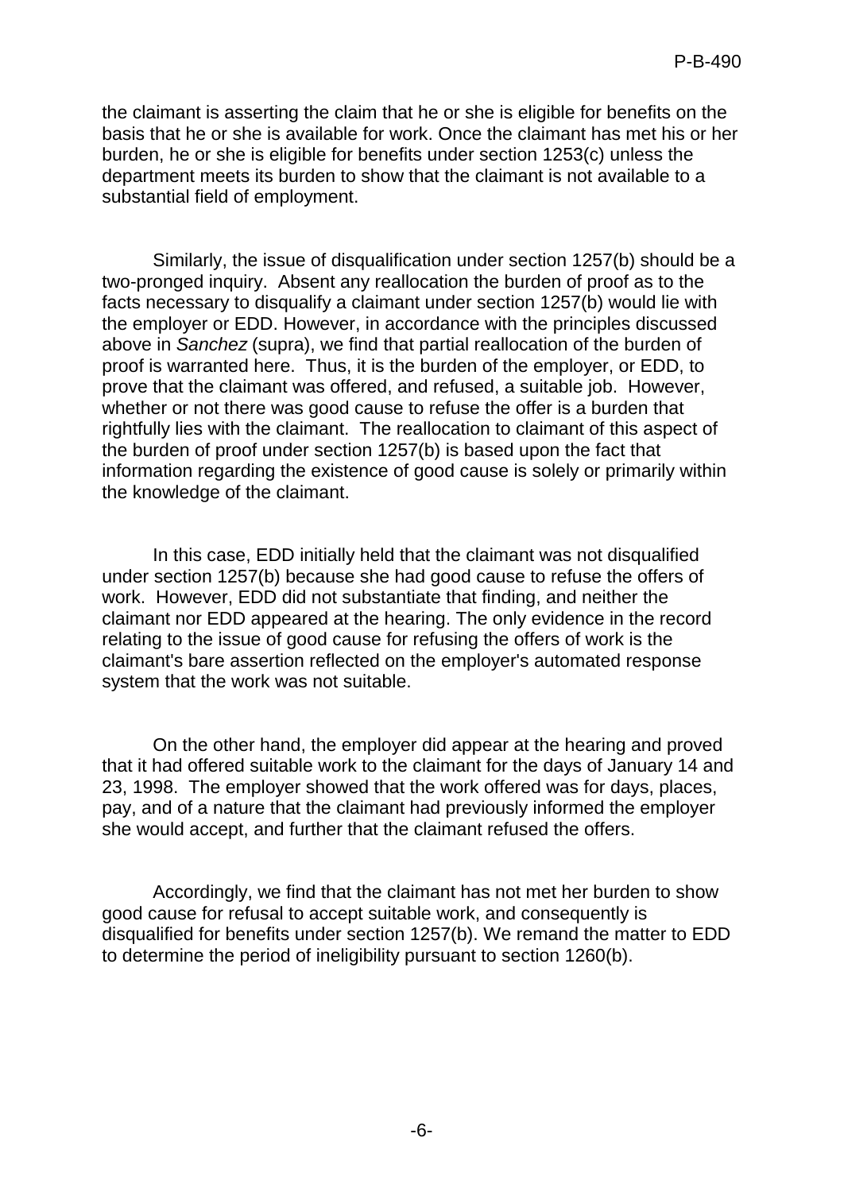the claimant is asserting the claim that he or she is eligible for benefits on the basis that he or she is available for work. Once the claimant has met his or her burden, he or she is eligible for benefits under section 1253(c) unless the department meets its burden to show that the claimant is not available to a substantial field of employment.

Similarly, the issue of disqualification under section 1257(b) should be a two-pronged inquiry. Absent any reallocation the burden of proof as to the facts necessary to disqualify a claimant under section 1257(b) would lie with the employer or EDD. However, in accordance with the principles discussed above in *Sanchez* (supra), we find that partial reallocation of the burden of proof is warranted here. Thus, it is the burden of the employer, or EDD, to prove that the claimant was offered, and refused, a suitable job. However, whether or not there was good cause to refuse the offer is a burden that rightfully lies with the claimant. The reallocation to claimant of this aspect of the burden of proof under section 1257(b) is based upon the fact that information regarding the existence of good cause is solely or primarily within the knowledge of the claimant.

In this case, EDD initially held that the claimant was not disqualified under section 1257(b) because she had good cause to refuse the offers of work. However, EDD did not substantiate that finding, and neither the claimant nor EDD appeared at the hearing. The only evidence in the record relating to the issue of good cause for refusing the offers of work is the claimant's bare assertion reflected on the employer's automated response system that the work was not suitable.

On the other hand, the employer did appear at the hearing and proved that it had offered suitable work to the claimant for the days of January 14 and 23, 1998. The employer showed that the work offered was for days, places, pay, and of a nature that the claimant had previously informed the employer she would accept, and further that the claimant refused the offers.

Accordingly, we find that the claimant has not met her burden to show good cause for refusal to accept suitable work, and consequently is disqualified for benefits under section 1257(b). We remand the matter to EDD to determine the period of ineligibility pursuant to section 1260(b).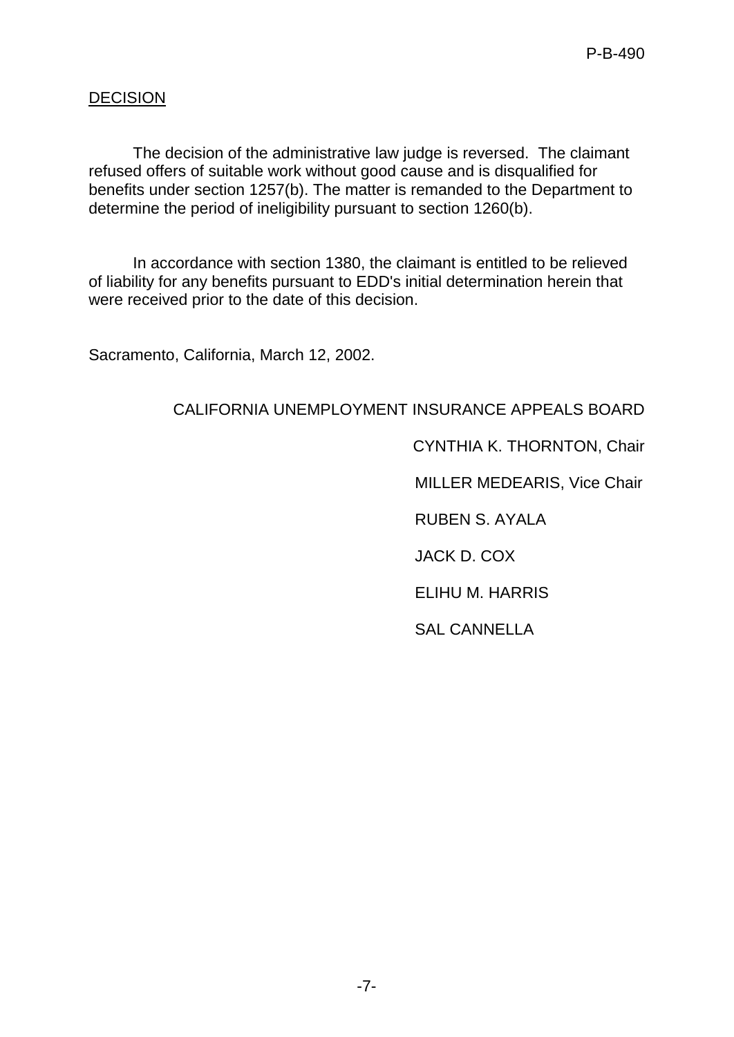DECISION

The decision of the administrative law judge is reversed. The claimant refused offers of suitable work without good cause and is disqualified for benefits under section 1257(b). The matter is remanded to the Department to determine the period of ineligibility pursuant to section 1260(b).

In accordance with section 1380, the claimant is entitled to be relieved of liability for any benefits pursuant to EDD's initial determination herein that were received prior to the date of this decision.

Sacramento, California, March 12, 2002.

CALIFORNIA UNEMPLOYMENT INSURANCE APPEALS BOARD

CYNTHIA K. THORNTON, Chair

MILLER MEDEARIS, Vice Chair

RUBEN S. AYALA

JACK D. COX

ELIHU M. HARRIS

SAL CANNELLA